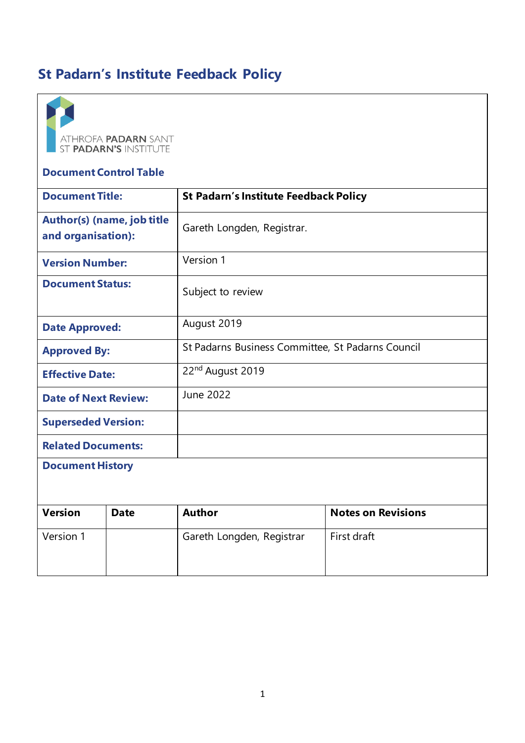# St Padarn's Institute Feedback Policy

ATHROFA PADARN SANT
ST PADARN'S INSTITUTE

**Document Control Table**

| **Document Title:** | **St Padarn's Institute Feedback Policy** |
|---|---|
| **Author(s) (name, job title and organisation):** | Gareth Longden, Registrar. |
| **Version Number:** | Version 1 |
| **Document Status:** | Subject to review |
| **Date Approved:** | August 2019 |
| **Approved By:** | St Padarns Business Committee, St Padarns Council |
| **Effective Date:** | 22nd August 2019 |
| **Date of Next Review:** | June 2022 |
| **Superseded Version:** | |
| **Related Documents:** | |

**Document History**

| **Version** | **Date** | **Author** | **Notes on Revisions** |
|---|---|---|---|
| Version 1 | | Gareth Longden, Registrar | First draft |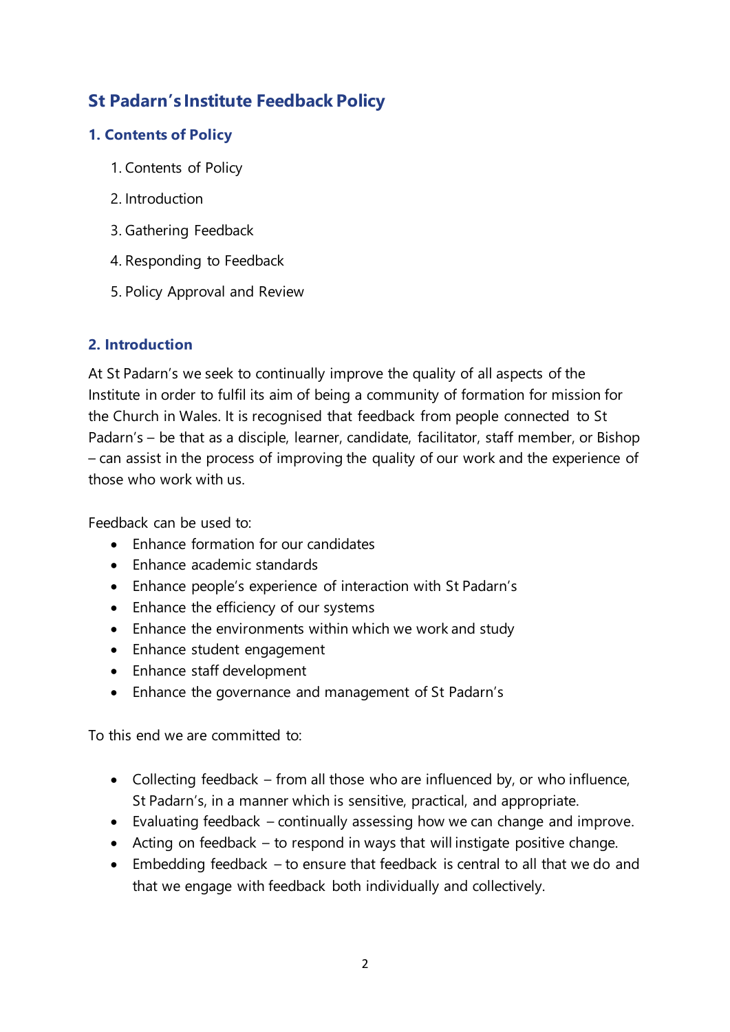# St Padarn's Institute Feedback Policy

## 1. Contents of Policy

1. Contents of Policy
2. Introduction
3. Gathering Feedback
4. Responding to Feedback
5. Policy Approval and Review

## 2. Introduction

At St Padarn's we seek to continually improve the quality of all aspects of the Institute in order to fulfil its aim of being a community of formation for mission for the Church in Wales. It is recognised that feedback from people connected to St Padarn's – be that as a disciple, learner, candidate, facilitator, staff member, or Bishop – can assist in the process of improving the quality of our work and the experience of those who work with us.

Feedback can be used to:

- Enhance formation for our candidates
- Enhance academic standards
- Enhance people's experience of interaction with St Padarn's
- Enhance the efficiency of our systems
- Enhance the environments within which we work and study
- Enhance student engagement
- Enhance staff development
- Enhance the governance and management of St Padarn's

To this end we are committed to:

- Collecting feedback – from all those who are influenced by, or who influence, St Padarn's, in a manner which is sensitive, practical, and appropriate.
- Evaluating feedback – continually assessing how we can change and improve.
- Acting on feedback – to respond in ways that will instigate positive change.
- Embedding feedback – to ensure that feedback is central to all that we do and that we engage with feedback both individually and collectively.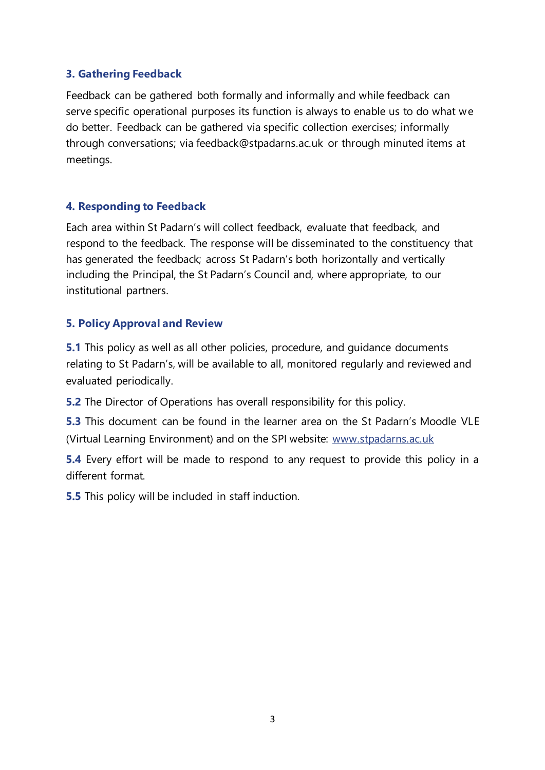## 3. Gathering Feedback

Feedback can be gathered both formally and informally and while feedback can serve specific operational purposes its function is always to enable us to do what we do better. Feedback can be gathered via specific collection exercises; informally through conversations; via feedback@stpadarns.ac.uk or through minuted items at meetings.

## 4. Responding to Feedback

Each area within St Padarn's will collect feedback, evaluate that feedback, and respond to the feedback. The response will be disseminated to the constituency that has generated the feedback; across St Padarn's both horizontally and vertically including the Principal, the St Padarn's Council and, where appropriate, to our institutional partners.

## 5. Policy Approval and Review

**5.1** This policy as well as all other policies, procedure, and guidance documents relating to St Padarn's, will be available to all, monitored regularly and reviewed and evaluated periodically.

**5.2** The Director of Operations has overall responsibility for this policy.

**5.3** This document can be found in the learner area on the St Padarn's Moodle VLE (Virtual Learning Environment) and on the SPI website: [www.stpadarns.ac.uk](http://www.stpadarns.ac.uk)

**5.4** Every effort will be made to respond to any request to provide this policy in a different format.

**5.5** This policy will be included in staff induction.